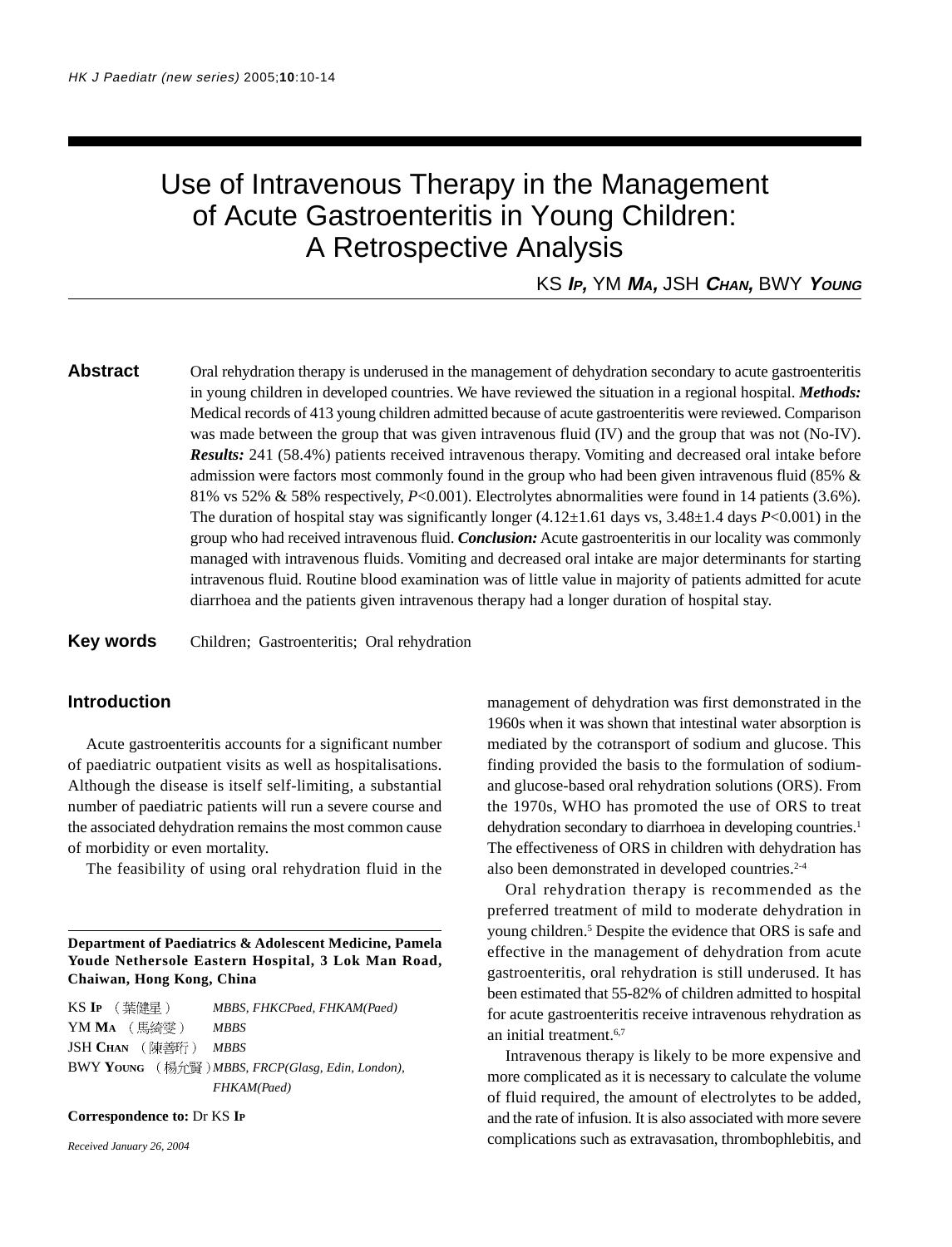# Use of Intravenous Therapy in the Management of Acute Gastroenteritis in Young Children: A Retrospective Analysis

KS ***Ip***, YM ***Ma***, JSH ***Chan***, BWY ***Young***

**Abstract** Oral rehydration therapy is underused in the management of dehydration secondary to acute gastroenteritis in young children in developed countries. We have reviewed the situation in a regional hospital. ***Methods:*** Medical records of 413 young children admitted because of acute gastroenteritis were reviewed. Comparison was made between the group that was given intravenous fluid (IV) and the group that was not (No-IV). ***Results:*** 241 (58.4%) patients received intravenous therapy. Vomiting and decreased oral intake before admission were factors most commonly found in the group who had been given intravenous fluid (85% & 81% vs 52% & 58% respectively, $P<0.001$). Electrolytes abnormalities were found in 14 patients (3.6%). The duration of hospital stay was significantly longer (4.12±1.61 days vs, 3.48±1.4 days $P<0.001$) in the group who had received intravenous fluid. ***Conclusion:*** Acute gastroenteritis in our locality was commonly managed with intravenous fluids. Vomiting and decreased oral intake are major determinants for starting intravenous fluid. Routine blood examination was of little value in majority of patients admitted for acute diarrhoea and the patients given intravenous therapy had a longer duration of hospital stay.

**Key words** Children; Gastroenteritis; Oral rehydration

## Introduction

Acute gastroenteritis accounts for a significant number of paediatric outpatient visits as well as hospitalisations. Although the disease is itself self-limiting, a substantial number of paediatric patients will run a severe course and the associated dehydration remains the most common cause of morbidity or even mortality.

The feasibility of using oral rehydration fluid in the management of dehydration was first demonstrated in the 1960s when it was shown that intestinal water absorption is mediated by the cotransport of sodium and glucose. This finding provided the basis to the formulation of sodium- and glucose-based oral rehydration solutions (ORS). From the 1970s, WHO has promoted the use of ORS to treat dehydration secondary to diarrhoea in developing countries.[1] The effectiveness of ORS in children with dehydration has also been demonstrated in developed countries.[2-4]

Oral rehydration therapy is recommended as the preferred treatment of mild to moderate dehydration in young children.[5] Despite the evidence that ORS is safe and effective in the management of dehydration from acute gastroenteritis, oral rehydration is still underused. It has been estimated that 55-82% of children admitted to hospital for acute gastroenteritis receive intravenous rehydration as an initial treatment.[6,7]

Intravenous therapy is likely to be more expensive and more complicated as it is necessary to calculate the volume of fluid required, the amount of electrolytes to be added, and the rate of infusion. It is also associated with more severe complications such as extravasation, thrombophlebitis, and

---

**Department of Paediatrics & Adolescent Medicine, Pamela Youde Nethersole Eastern Hospital, 3 Lok Man Road, Chaiwan, Hong Kong, China**

KS **Ip** （葉健星） *MBBS, FHKCPaed, FHKAM(Paed)*
YM **Ma** （馬綺雯） *MBBS*
JSH **Chan** （陳善珩） *MBBS*
BWY **Young** （楊允賢）*MBBS, FRCP(Glasg, Edin, London), FHKAM(Paed)*

**Correspondence to:** Dr KS **Ip**

*Received January 26, 2004*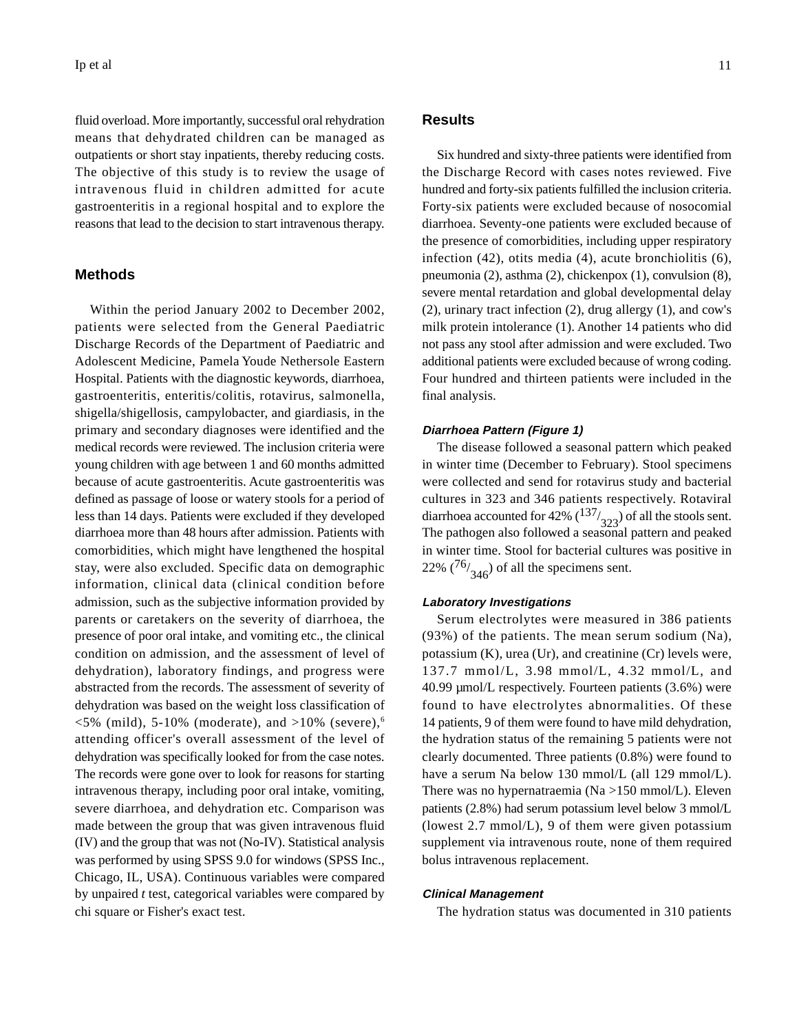fluid overload. More importantly, successful oral rehydration means that dehydrated children can be managed as outpatients or short stay inpatients, thereby reducing costs. The objective of this study is to review the usage of intravenous fluid in children admitted for acute gastroenteritis in a regional hospital and to explore the reasons that lead to the decision to start intravenous therapy.

## Methods

Within the period January 2002 to December 2002, patients were selected from the General Paediatric Discharge Records of the Department of Paediatric and Adolescent Medicine, Pamela Youde Nethersole Eastern Hospital. Patients with the diagnostic keywords, diarrhoea, gastroenteritis, enteritis/colitis, rotavirus, salmonella, shigella/shigellosis, campylobacter, and giardiasis, in the primary and secondary diagnoses were identified and the medical records were reviewed. The inclusion criteria were young children with age between 1 and 60 months admitted because of acute gastroenteritis. Acute gastroenteritis was defined as passage of loose or watery stools for a period of less than 14 days. Patients were excluded if they developed diarrhoea more than 48 hours after admission. Patients with comorbidities, which might have lengthened the hospital stay, were also excluded. Specific data on demographic information, clinical data (clinical condition before admission, such as the subjective information provided by parents or caretakers on the severity of diarrhoea, the presence of poor oral intake, and vomiting etc., the clinical condition on admission, and the assessment of level of dehydration), laboratory findings, and progress were abstracted from the records. The assessment of severity of dehydration was based on the weight loss classification of <5% (mild), 5-10% (moderate), and >10% (severe),[6] attending officer's overall assessment of the level of dehydration was specifically looked for from the case notes. The records were gone over to look for reasons for starting intravenous therapy, including poor oral intake, vomiting, severe diarrhoea, and dehydration etc. Comparison was made between the group that was given intravenous fluid (IV) and the group that was not (No-IV). Statistical analysis was performed by using SPSS 9.0 for windows (SPSS Inc., Chicago, IL, USA). Continuous variables were compared by unpaired *t* test, categorical variables were compared by chi square or Fisher's exact test.

## Results

Six hundred and sixty-three patients were identified from the Discharge Record with cases notes reviewed. Five hundred and forty-six patients fulfilled the inclusion criteria. Forty-six patients were excluded because of nosocomial diarrhoea. Seventy-one patients were excluded because of the presence of comorbidities, including upper respiratory infection (42), otits media (4), acute bronchiolitis (6), pneumonia (2), asthma (2), chickenpox (1), convulsion (8), severe mental retardation and global developmental delay (2), urinary tract infection (2), drug allergy (1), and cow's milk protein intolerance (1). Another 14 patients who did not pass any stool after admission and were excluded. Two additional patients were excluded because of wrong coding. Four hundred and thirteen patients were included in the final analysis.

### *Diarrhoea Pattern (Figure 1)*

The disease followed a seasonal pattern which peaked in winter time (December to February). Stool specimens were collected and send for rotavirus study and bacterial cultures in 323 and 346 patients respectively. Rotaviral diarrhoea accounted for 42% ($^{137}/_{323}$) of all the stools sent. The pathogen also followed a seasonal pattern and peaked in winter time. Stool for bacterial cultures was positive in 22% ($^{76}/_{346}$) of all the specimens sent.

### *Laboratory Investigations*

Serum electrolytes were measured in 386 patients (93%) of the patients. The mean serum sodium (Na), potassium (K), urea (Ur), and creatinine (Cr) levels were, 137.7 mmol/L, 3.98 mmol/L, 4.32 mmol/L, and 40.99 μmol/L respectively. Fourteen patients (3.6%) were found to have electrolytes abnormalities. Of these 14 patients, 9 of them were found to have mild dehydration, the hydration status of the remaining 5 patients were not clearly documented. Three patients (0.8%) were found to have a serum Na below 130 mmol/L (all 129 mmol/L). There was no hypernatraemia (Na >150 mmol/L). Eleven patients (2.8%) had serum potassium level below 3 mmol/L (lowest 2.7 mmol/L), 9 of them were given potassium supplement via intravenous route, none of them required bolus intravenous replacement.

### *Clinical Management*

The hydration status was documented in 310 patients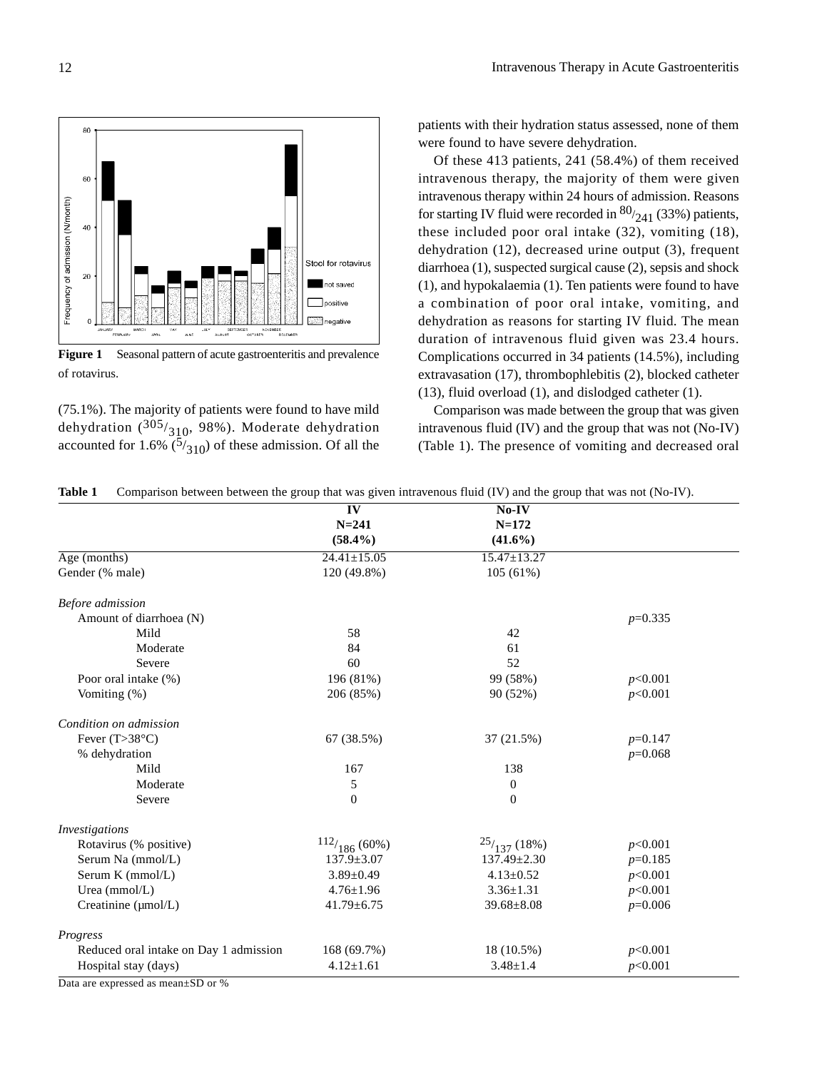**Figure 1** Seasonal pattern of acute gastroenteritis and prevalence of rotavirus.

(75.1%). The majority of patients were found to have mild dehydration ($^{305}/_{310}$, 98%). Moderate dehydration accounted for 1.6% ($^{5}/_{310}$) of these admission. Of all the patients with their hydration status assessed, none of them were found to have severe dehydration.

Of these 413 patients, 241 (58.4%) of them received intravenous therapy, the majority of them were given intravenous therapy within 24 hours of admission. Reasons for starting IV fluid were recorded in $^{80}/_{241}$ (33%) patients, these included poor oral intake (32), vomiting (18), dehydration (12), decreased urine output (3), frequent diarrhoea (1), suspected surgical cause (2), sepsis and shock (1), and hypokalaemia (1). Ten patients were found to have a combination of poor oral intake, vomiting, and dehydration as reasons for starting IV fluid. The mean duration of intravenous fluid given was 23.4 hours. Complications occurred in 34 patients (14.5%), including extravasation (17), thrombophlebitis (2), blocked catheter (13), fluid overload (1), and dislodged catheter (1).

Comparison was made between the group that was given intravenous fluid (IV) and the group that was not (No-IV) (Table 1). The presence of vomiting and decreased oral

**Table 1** Comparison between between the group that was given intravenous fluid (IV) and the group that was not (No-IV).

| | IV N=241 (58.4%) | No-IV N=172 (41.6%) | |
|---|---|---|---|
| Age (months) | 24.41±15.05 | 15.47±13.27 | |
| Gender (% male) | 120 (49.8%) | 105 (61%) | |
| *Before admission* | | | |
| Amount of diarrhoea (N) | | | $p$=0.335 |
| Mild | 58 | 42 | |
| Moderate | 84 | 61 | |
| Severe | 60 | 52 | |
| Poor oral intake (%) | 196 (81%) | 99 (58%) | $p$<0.001 |
| Vomiting (%) | 206 (85%) | 90 (52%) | $p$<0.001 |
| *Condition on admission* | | | |
| Fever (T>38°C) | 67 (38.5%) | 37 (21.5%) | $p$=0.147 |
| % dehydration | | | $p$=0.068 |
| Mild | 167 | 138 | |
| Moderate | 5 | 0 | |
| Severe | 0 | 0 | |
| *Investigations* | | | |
| Rotavirus (% positive) | $^{112}/_{186}$ (60%) | $^{25}/_{137}$ (18%) | $p$<0.001 |
| Serum Na (mmol/L) | 137.9±3.07 | 137.49±2.30 | $p$=0.185 |
| Serum K (mmol/L) | 3.89±0.49 | 4.13±0.52 | $p$<0.001 |
| Urea (mmol/L) | 4.76±1.96 | 3.36±1.31 | $p$<0.001 |
| Creatinine (µmol/L) | 41.79±6.75 | 39.68±8.08 | $p$=0.006 |
| *Progress* | | | |
| Reduced oral intake on Day 1 admission | 168 (69.7%) | 18 (10.5%) | $p$<0.001 |
| Hospital stay (days) | 4.12±1.61 | 3.48±1.4 | $p$<0.001 |

Data are expressed as mean±SD or %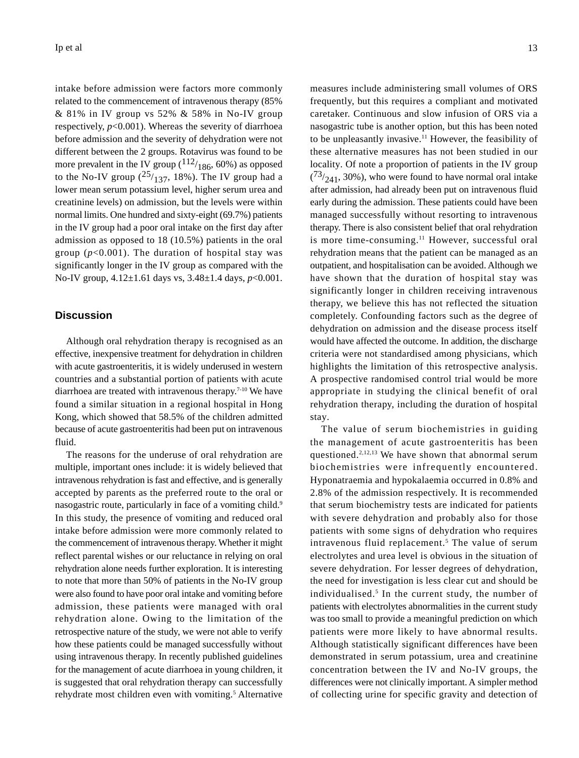intake before admission were factors more commonly related to the commencement of intravenous therapy (85% & 81% in IV group vs 52% & 58% in No-IV group respectively, $p<0.001$). Whereas the severity of diarrhoea before admission and the severity of dehydration were not different between the 2 groups. Rotavirus was found to be more prevalent in the IV group ($^{112}/_{186}$, 60%) as opposed to the No-IV group ($^{25}/_{137}$, 18%). The IV group had a lower mean serum potassium level, higher serum urea and creatinine levels) on admission, but the levels were within normal limits. One hundred and sixty-eight (69.7%) patients in the IV group had a poor oral intake on the first day after admission as opposed to 18 (10.5%) patients in the oral group ($p<0.001$). The duration of hospital stay was significantly longer in the IV group as compared with the No-IV group, 4.12±1.61 days vs, 3.48±1.4 days, $p<0.001$.

## Discussion

Although oral rehydration therapy is recognised as an effective, inexpensive treatment for dehydration in children with acute gastroenteritis, it is widely underused in western countries and a substantial portion of patients with acute diarrhoea are treated with intravenous therapy.[7-10] We have found a similar situation in a regional hospital in Hong Kong, which showed that 58.5% of the children admitted because of acute gastroenteritis had been put on intravenous fluid.

The reasons for the underuse of oral rehydration are multiple, important ones include: it is widely believed that intravenous rehydration is fast and effective, and is generally accepted by parents as the preferred route to the oral or nasogastric route, particularly in face of a vomiting child.[9] In this study, the presence of vomiting and reduced oral intake before admission were more commonly related to the commencement of intravenous therapy. Whether it might reflect parental wishes or our reluctance in relying on oral rehydration alone needs further exploration. It is interesting to note that more than 50% of patients in the No-IV group were also found to have poor oral intake and vomiting before admission, these patients were managed with oral rehydration alone. Owing to the limitation of the retrospective nature of the study, we were not able to verify how these patients could be managed successfully without using intravenous therapy. In recently published guidelines for the management of acute diarrhoea in young children, it is suggested that oral rehydration therapy can successfully rehydrate most children even with vomiting.[5] Alternative measures include administering small volumes of ORS frequently, but this requires a compliant and motivated caretaker. Continuous and slow infusion of ORS via a nasogastric tube is another option, but this has been noted to be unpleasantly invasive.[11] However, the feasibility of these alternative measures has not been studied in our locality. Of note a proportion of patients in the IV group ($^{73}/_{241}$, 30%), who were found to have normal oral intake after admission, had already been put on intravenous fluid early during the admission. These patients could have been managed successfully without resorting to intravenous therapy. There is also consistent belief that oral rehydration is more time-consuming.[11] However, successful oral rehydration means that the patient can be managed as an outpatient, and hospitalisation can be avoided. Although we have shown that the duration of hospital stay was significantly longer in children receiving intravenous therapy, we believe this has not reflected the situation completely. Confounding factors such as the degree of dehydration on admission and the disease process itself would have affected the outcome. In addition, the discharge criteria were not standardised among physicians, which highlights the limitation of this retrospective analysis. A prospective randomised control trial would be more appropriate in studying the clinical benefit of oral rehydration therapy, including the duration of hospital stay.

The value of serum biochemistries in guiding the management of acute gastroenteritis has been questioned.[2,12,13] We have shown that abnormal serum biochemistries were infrequently encountered. Hyponatraemia and hypokalaemia occurred in 0.8% and 2.8% of the admission respectively. It is recommended that serum biochemistry tests are indicated for patients with severe dehydration and probably also for those patients with some signs of dehydration who requires intravenous fluid replacement.[5] The value of serum electrolytes and urea level is obvious in the situation of severe dehydration. For lesser degrees of dehydration, the need for investigation is less clear cut and should be individualised.[5] In the current study, the number of patients with electrolytes abnormalities in the current study was too small to provide a meaningful prediction on which patients were more likely to have abnormal results. Although statistically significant differences have been demonstrated in serum potassium, urea and creatinine concentration between the IV and No-IV groups, the differences were not clinically important. A simpler method of collecting urine for specific gravity and detection of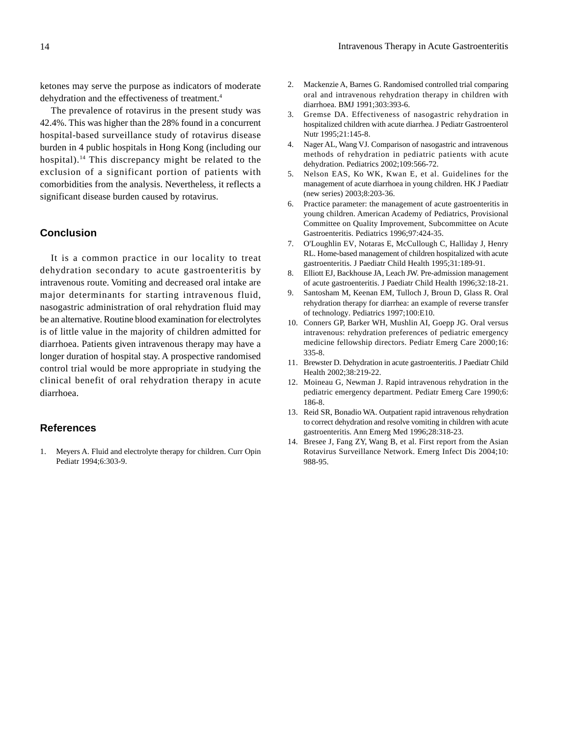ketones may serve the purpose as indicators of moderate dehydration and the effectiveness of treatment.[4]

The prevalence of rotavirus in the present study was 42.4%. This was higher than the 28% found in a concurrent hospital-based surveillance study of rotavirus disease burden in 4 public hospitals in Hong Kong (including our hospital).[14] This discrepancy might be related to the exclusion of a significant portion of patients with comorbidities from the analysis. Nevertheless, it reflects a significant disease burden caused by rotavirus.

## Conclusion

It is a common practice in our locality to treat dehydration secondary to acute gastroenteritis by intravenous route. Vomiting and decreased oral intake are major determinants for starting intravenous fluid, nasogastric administration of oral rehydration fluid may be an alternative. Routine blood examination for electrolytes is of little value in the majority of children admitted for diarrhoea. Patients given intravenous therapy may have a longer duration of hospital stay. A prospective randomised control trial would be more appropriate in studying the clinical benefit of oral rehydration therapy in acute diarrhoea.

## References

1. Meyers A. Fluid and electrolyte therapy for children. Curr Opin Pediatr 1994;6:303-9.
2. Mackenzie A, Barnes G. Randomised controlled trial comparing oral and intravenous rehydration therapy in children with diarrhoea. BMJ 1991;303:393-6.
3. Gremse DA. Effectiveness of nasogastric rehydration in hospitalized children with acute diarrhea. J Pediatr Gastroenterol Nutr 1995;21:145-8.
4. Nager AL, Wang VJ. Comparison of nasogastric and intravenous methods of rehydration in pediatric patients with acute dehydration. Pediatrics 2002;109:566-72.
5. Nelson EAS, Ko WK, Kwan E, et al. Guidelines for the management of acute diarrhoea in young children. HK J Paediatr (new series) 2003;8:203-36.
6. Practice parameter: the management of acute gastroenteritis in young children. American Academy of Pediatrics, Provisional Committee on Quality Improvement, Subcommittee on Acute Gastroenteritis. Pediatrics 1996;97:424-35.
7. O'Loughlin EV, Notaras E, McCullough C, Halliday J, Henry RL. Home-based management of children hospitalized with acute gastroenteritis. J Paediatr Child Health 1995;31:189-91.
8. Elliott EJ, Backhouse JA, Leach JW. Pre-admission management of acute gastroenteritis. J Paediatr Child Health 1996;32:18-21.
9. Santosham M, Keenan EM, Tulloch J, Broun D, Glass R. Oral rehydration therapy for diarrhea: an example of reverse transfer of technology. Pediatrics 1997;100:E10.
10. Conners GP, Barker WH, Mushlin AI, Goepp JG. Oral versus intravenous: rehydration preferences of pediatric emergency medicine fellowship directors. Pediatr Emerg Care 2000;16: 335-8.
11. Brewster D. Dehydration in acute gastroenteritis. J Paediatr Child Health 2002;38:219-22.
12. Moineau G, Newman J. Rapid intravenous rehydration in the pediatric emergency department. Pediatr Emerg Care 1990;6: 186-8.
13. Reid SR, Bonadio WA. Outpatient rapid intravenous rehydration to correct dehydration and resolve vomiting in children with acute gastroenteritis. Ann Emerg Med 1996;28:318-23.
14. Bresee J, Fang ZY, Wang B, et al. First report from the Asian Rotavirus Surveillance Network. Emerg Infect Dis 2004;10: 988-95.